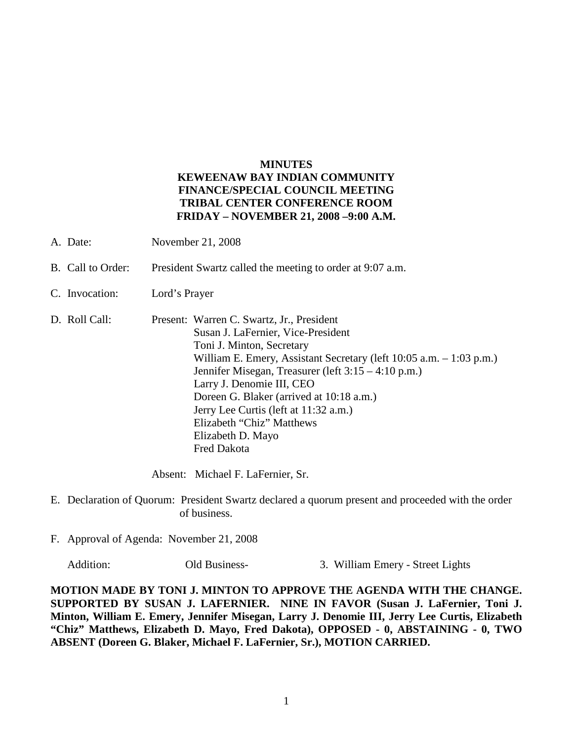**MINUTES**
**KEWEENAW BAY INDIAN COMMUNITY**
**FINANCE/SPECIAL COUNCIL MEETING**
**TRIBAL CENTER CONFERENCE ROOM**
**FRIDAY – NOVEMBER 21, 2008 –9:00 A.M.**

A. Date: November 21, 2008

B. Call to Order: President Swartz called the meeting to order at 9:07 a.m.

C. Invocation: Lord's Prayer

D. Roll Call: Present: Warren C. Swartz, Jr., President
Susan J. LaFernier, Vice-President
Toni J. Minton, Secretary
William E. Emery, Assistant Secretary (left 10:05 a.m. – 1:03 p.m.)
Jennifer Misegan, Treasurer (left 3:15 – 4:10 p.m.)
Larry J. Denomie III, CEO
Doreen G. Blaker (arrived at 10:18 a.m.)
Jerry Lee Curtis (left at 11:32 a.m.)
Elizabeth "Chiz" Matthews
Elizabeth D. Mayo
Fred Dakota

Absent: Michael F. LaFernier, Sr.

E. Declaration of Quorum: President Swartz declared a quorum present and proceeded with the order of business.

F. Approval of Agenda: November 21, 2008

Addition: Old Business- 3. William Emery - Street Lights

**MOTION MADE BY TONI J. MINTON TO APPROVE THE AGENDA WITH THE CHANGE. SUPPORTED BY SUSAN J. LAFERNIER. NINE IN FAVOR (Susan J. LaFernier, Toni J. Minton, William E. Emery, Jennifer Misegan, Larry J. Denomie III, Jerry Lee Curtis, Elizabeth "Chiz" Matthews, Elizabeth D. Mayo, Fred Dakota), OPPOSED - 0, ABSTAINING - 0, TWO ABSENT (Doreen G. Blaker, Michael F. LaFernier, Sr.), MOTION CARRIED.**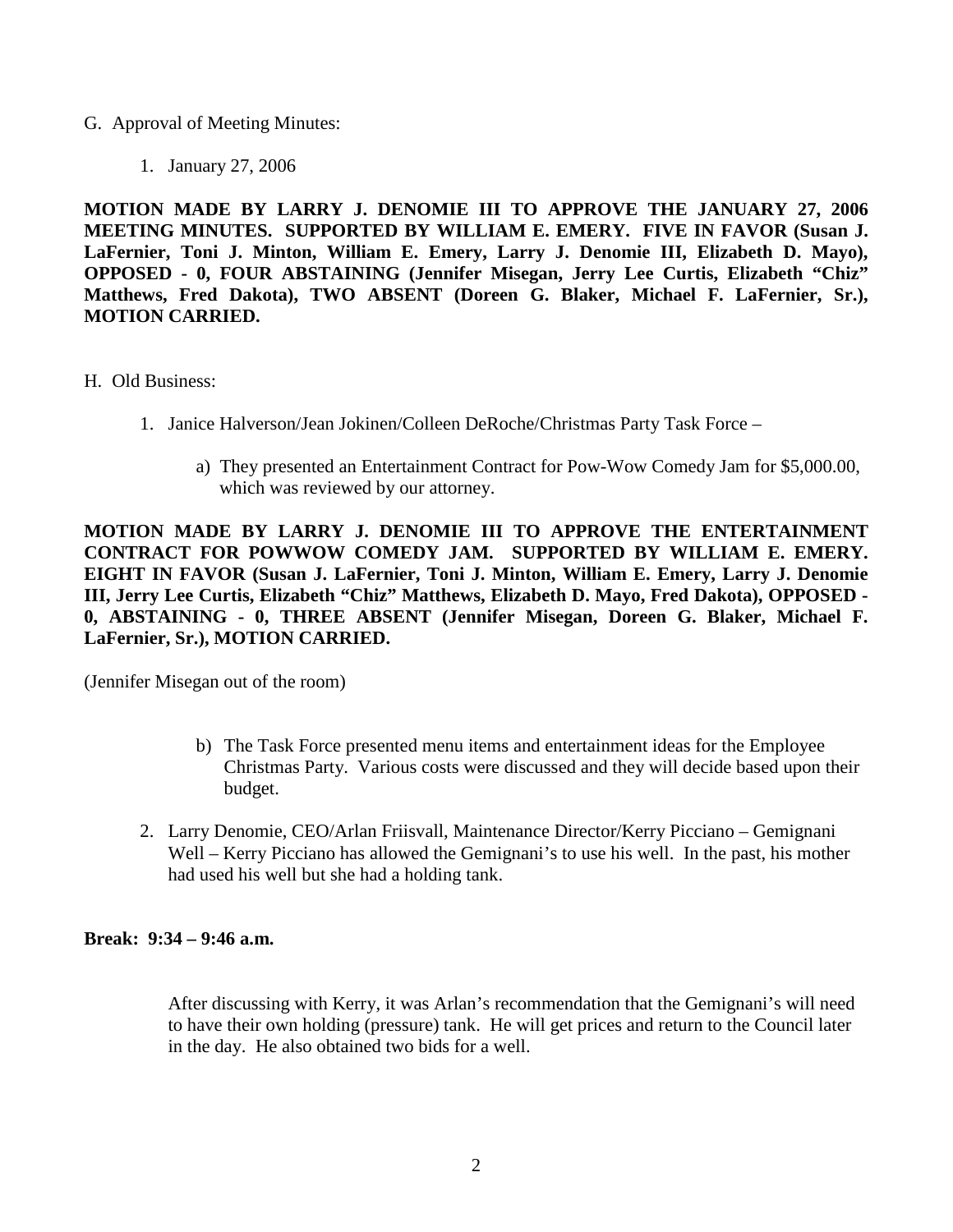G. Approval of Meeting Minutes:

1. January 27, 2006

**MOTION MADE BY LARRY J. DENOMIE III TO APPROVE THE JANUARY 27, 2006 MEETING MINUTES. SUPPORTED BY WILLIAM E. EMERY. FIVE IN FAVOR (Susan J. LaFernier, Toni J. Minton, William E. Emery, Larry J. Denomie III, Elizabeth D. Mayo), OPPOSED - 0, FOUR ABSTAINING (Jennifer Misegan, Jerry Lee Curtis, Elizabeth "Chiz" Matthews, Fred Dakota), TWO ABSENT (Doreen G. Blaker, Michael F. LaFernier, Sr.), MOTION CARRIED.**

H. Old Business:

1. Janice Halverson/Jean Jokinen/Colleen DeRoche/Christmas Party Task Force –

   a) They presented an Entertainment Contract for Pow-Wow Comedy Jam for $5,000.00, which was reviewed by our attorney.

**MOTION MADE BY LARRY J. DENOMIE III TO APPROVE THE ENTERTAINMENT CONTRACT FOR POWWOW COMEDY JAM. SUPPORTED BY WILLIAM E. EMERY. EIGHT IN FAVOR (Susan J. LaFernier, Toni J. Minton, William E. Emery, Larry J. Denomie III, Jerry Lee Curtis, Elizabeth "Chiz" Matthews, Elizabeth D. Mayo, Fred Dakota), OPPOSED - 0, ABSTAINING - 0, THREE ABSENT (Jennifer Misegan, Doreen G. Blaker, Michael F. LaFernier, Sr.), MOTION CARRIED.**

(Jennifer Misegan out of the room)

   b) The Task Force presented menu items and entertainment ideas for the Employee Christmas Party. Various costs were discussed and they will decide based upon their budget.

2. Larry Denomie, CEO/Arlan Friisvall, Maintenance Director/Kerry Picciano – Gemignani Well – Kerry Picciano has allowed the Gemignani's to use his well. In the past, his mother had used his well but she had a holding tank.

**Break: 9:34 – 9:46 a.m.**

After discussing with Kerry, it was Arlan's recommendation that the Gemignani's will need to have their own holding (pressure) tank. He will get prices and return to the Council later in the day. He also obtained two bids for a well.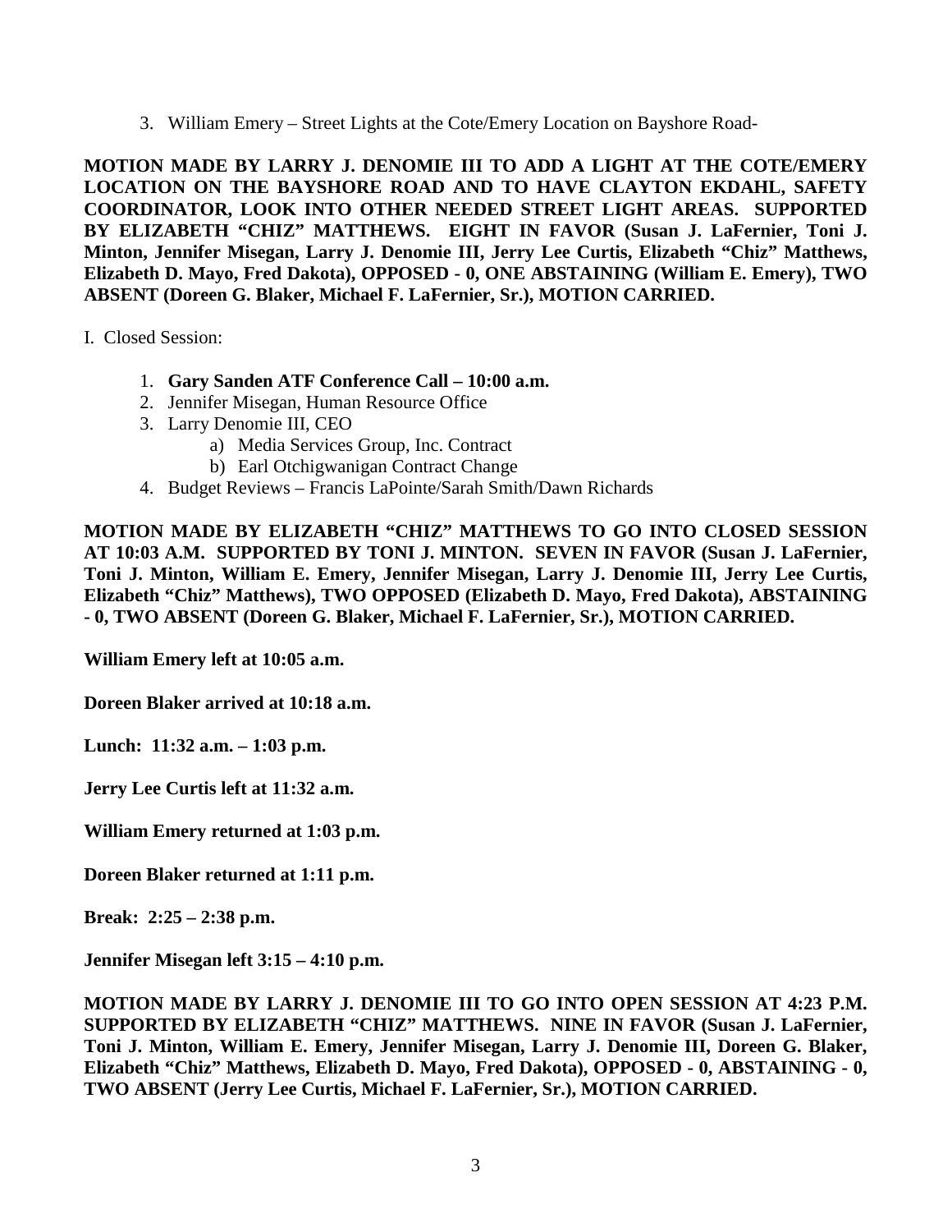3. William Emery – Street Lights at the Cote/Emery Location on Bayshore Road-

**MOTION MADE BY LARRY J. DENOMIE III TO ADD A LIGHT AT THE COTE/EMERY LOCATION ON THE BAYSHORE ROAD AND TO HAVE CLAYTON EKDAHL, SAFETY COORDINATOR, LOOK INTO OTHER NEEDED STREET LIGHT AREAS. SUPPORTED BY ELIZABETH "CHIZ" MATTHEWS. EIGHT IN FAVOR (Susan J. LaFernier, Toni J. Minton, Jennifer Misegan, Larry J. Denomie III, Jerry Lee Curtis, Elizabeth "Chiz" Matthews, Elizabeth D. Mayo, Fred Dakota), OPPOSED - 0, ONE ABSTAINING (William E. Emery), TWO ABSENT (Doreen G. Blaker, Michael F. LaFernier, Sr.), MOTION CARRIED.**

I. Closed Session:

1. **Gary Sanden ATF Conference Call – 10:00 a.m.**
2. Jennifer Misegan, Human Resource Office
3. Larry Denomie III, CEO
   a) Media Services Group, Inc. Contract
   b) Earl Otchigwanigan Contract Change
4. Budget Reviews – Francis LaPointe/Sarah Smith/Dawn Richards

**MOTION MADE BY ELIZABETH "CHIZ" MATTHEWS TO GO INTO CLOSED SESSION AT 10:03 A.M. SUPPORTED BY TONI J. MINTON. SEVEN IN FAVOR (Susan J. LaFernier, Toni J. Minton, William E. Emery, Jennifer Misegan, Larry J. Denomie III, Jerry Lee Curtis, Elizabeth "Chiz" Matthews), TWO OPPOSED (Elizabeth D. Mayo, Fred Dakota), ABSTAINING - 0, TWO ABSENT (Doreen G. Blaker, Michael F. LaFernier, Sr.), MOTION CARRIED.**

**William Emery left at 10:05 a.m.**

**Doreen Blaker arrived at 10:18 a.m.**

**Lunch: 11:32 a.m. – 1:03 p.m.**

**Jerry Lee Curtis left at 11:32 a.m.**

**William Emery returned at 1:03 p.m.**

**Doreen Blaker returned at 1:11 p.m.**

**Break: 2:25 – 2:38 p.m.**

**Jennifer Misegan left 3:15 – 4:10 p.m.**

**MOTION MADE BY LARRY J. DENOMIE III TO GO INTO OPEN SESSION AT 4:23 P.M. SUPPORTED BY ELIZABETH "CHIZ" MATTHEWS. NINE IN FAVOR (Susan J. LaFernier, Toni J. Minton, William E. Emery, Jennifer Misegan, Larry J. Denomie III, Doreen G. Blaker, Elizabeth "Chiz" Matthews, Elizabeth D. Mayo, Fred Dakota), OPPOSED - 0, ABSTAINING - 0, TWO ABSENT (Jerry Lee Curtis, Michael F. LaFernier, Sr.), MOTION CARRIED.**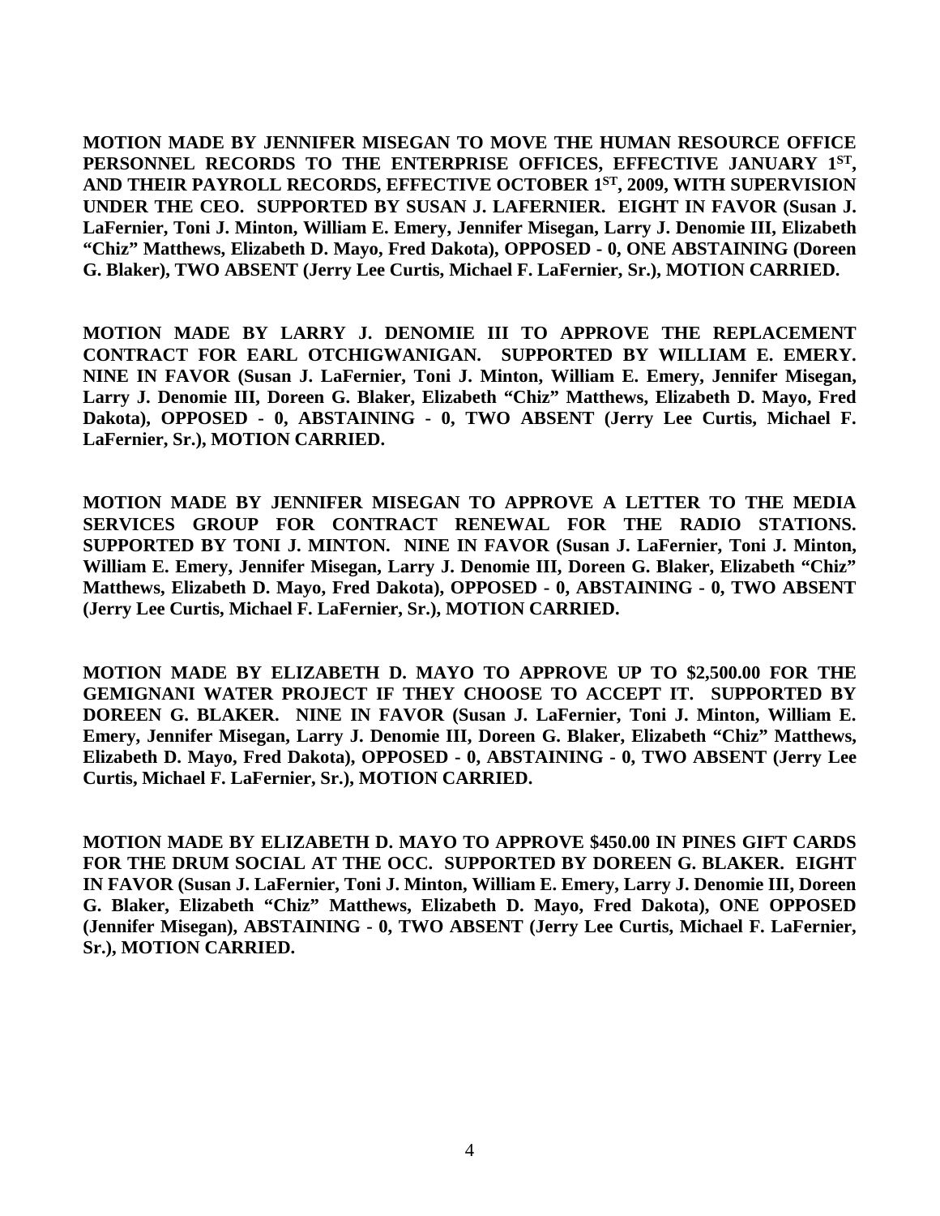**MOTION MADE BY JENNIFER MISEGAN TO MOVE THE HUMAN RESOURCE OFFICE PERSONNEL RECORDS TO THE ENTERPRISE OFFICES, EFFECTIVE JANUARY 1ST, AND THEIR PAYROLL RECORDS, EFFECTIVE OCTOBER 1ST, 2009, WITH SUPERVISION UNDER THE CEO. SUPPORTED BY SUSAN J. LAFERNIER. EIGHT IN FAVOR (Susan J. LaFernier, Toni J. Minton, William E. Emery, Jennifer Misegan, Larry J. Denomie III, Elizabeth "Chiz" Matthews, Elizabeth D. Mayo, Fred Dakota), OPPOSED - 0, ONE ABSTAINING (Doreen G. Blaker), TWO ABSENT (Jerry Lee Curtis, Michael F. LaFernier, Sr.), MOTION CARRIED.**

**MOTION MADE BY LARRY J. DENOMIE III TO APPROVE THE REPLACEMENT CONTRACT FOR EARL OTCHIGWANIGAN. SUPPORTED BY WILLIAM E. EMERY. NINE IN FAVOR (Susan J. LaFernier, Toni J. Minton, William E. Emery, Jennifer Misegan, Larry J. Denomie III, Doreen G. Blaker, Elizabeth "Chiz" Matthews, Elizabeth D. Mayo, Fred Dakota), OPPOSED - 0, ABSTAINING - 0, TWO ABSENT (Jerry Lee Curtis, Michael F. LaFernier, Sr.), MOTION CARRIED.**

**MOTION MADE BY JENNIFER MISEGAN TO APPROVE A LETTER TO THE MEDIA SERVICES GROUP FOR CONTRACT RENEWAL FOR THE RADIO STATIONS. SUPPORTED BY TONI J. MINTON. NINE IN FAVOR (Susan J. LaFernier, Toni J. Minton, William E. Emery, Jennifer Misegan, Larry J. Denomie III, Doreen G. Blaker, Elizabeth "Chiz" Matthews, Elizabeth D. Mayo, Fred Dakota), OPPOSED - 0, ABSTAINING - 0, TWO ABSENT (Jerry Lee Curtis, Michael F. LaFernier, Sr.), MOTION CARRIED.**

**MOTION MADE BY ELIZABETH D. MAYO TO APPROVE UP TO $2,500.00 FOR THE GEMIGNANI WATER PROJECT IF THEY CHOOSE TO ACCEPT IT. SUPPORTED BY DOREEN G. BLAKER. NINE IN FAVOR (Susan J. LaFernier, Toni J. Minton, William E. Emery, Jennifer Misegan, Larry J. Denomie III, Doreen G. Blaker, Elizabeth "Chiz" Matthews, Elizabeth D. Mayo, Fred Dakota), OPPOSED - 0, ABSTAINING - 0, TWO ABSENT (Jerry Lee Curtis, Michael F. LaFernier, Sr.), MOTION CARRIED.**

**MOTION MADE BY ELIZABETH D. MAYO TO APPROVE $450.00 IN PINES GIFT CARDS FOR THE DRUM SOCIAL AT THE OCC. SUPPORTED BY DOREEN G. BLAKER. EIGHT IN FAVOR (Susan J. LaFernier, Toni J. Minton, William E. Emery, Larry J. Denomie III, Doreen G. Blaker, Elizabeth "Chiz" Matthews, Elizabeth D. Mayo, Fred Dakota), ONE OPPOSED (Jennifer Misegan), ABSTAINING - 0, TWO ABSENT (Jerry Lee Curtis, Michael F. LaFernier, Sr.), MOTION CARRIED.**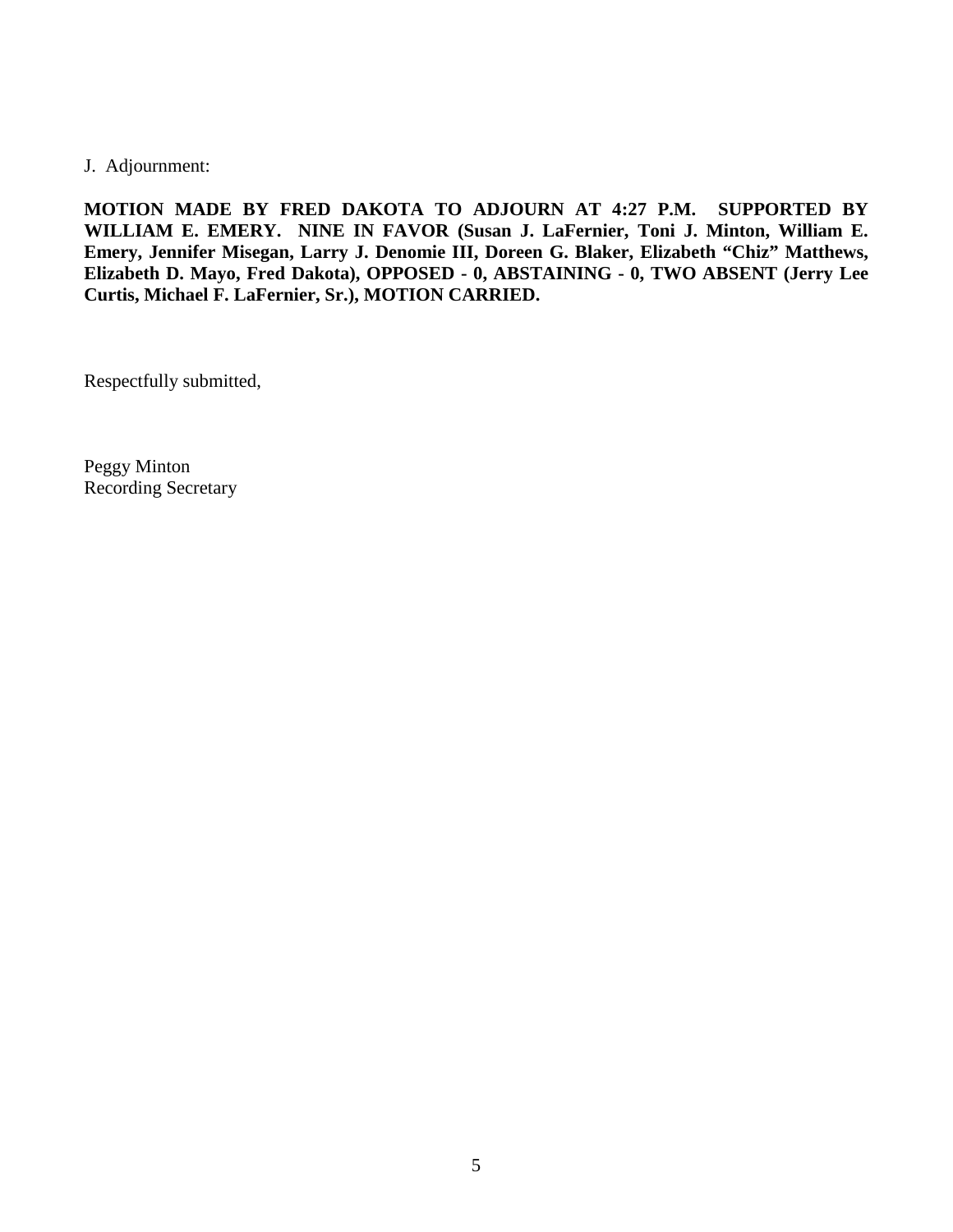J. Adjournment:

**MOTION MADE BY FRED DAKOTA TO ADJOURN AT 4:27 P.M. SUPPORTED BY WILLIAM E. EMERY. NINE IN FAVOR (Susan J. LaFernier, Toni J. Minton, William E. Emery, Jennifer Misegan, Larry J. Denomie III, Doreen G. Blaker, Elizabeth "Chiz" Matthews, Elizabeth D. Mayo, Fred Dakota), OPPOSED - 0, ABSTAINING - 0, TWO ABSENT (Jerry Lee Curtis, Michael F. LaFernier, Sr.), MOTION CARRIED.**

Respectfully submitted,

Peggy Minton
Recording Secretary